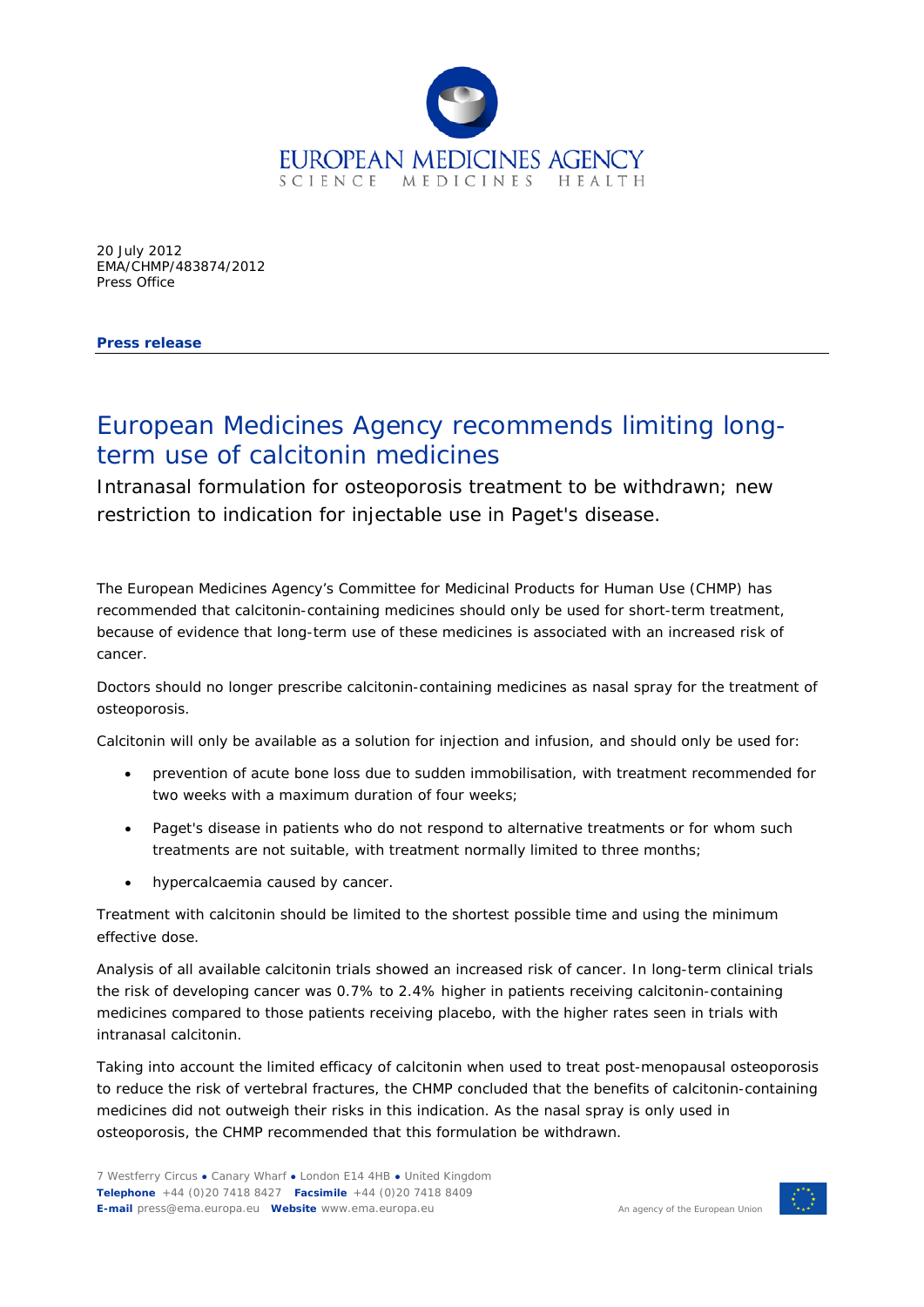EUROPEAN MEDICINES AGENCY
SCIENCE MEDICINES HEALTH

20 July 2012
EMA/CHMP/483874/2012
Press Office

**Press release**

# European Medicines Agency recommends limiting long-term use of calcitonin medicines

Intranasal formulation for osteoporosis treatment to be withdrawn; new restriction to indication for injectable use in Paget's disease.

The European Medicines Agency's Committee for Medicinal Products for Human Use (CHMP) has recommended that calcitonin-containing medicines should only be used for short-term treatment, because of evidence that long-term use of these medicines is associated with an increased risk of cancer.

Doctors should no longer prescribe calcitonin-containing medicines as nasal spray for the treatment of osteoporosis.

Calcitonin will only be available as a solution for injection and infusion, and should only be used for:

- prevention of acute bone loss due to sudden immobilisation, with treatment recommended for two weeks with a maximum duration of four weeks;
- Paget's disease in patients who do not respond to alternative treatments or for whom such treatments are not suitable, with treatment normally limited to three months;
- hypercalcaemia caused by cancer.

Treatment with calcitonin should be limited to the shortest possible time and using the minimum effective dose.

Analysis of all available calcitonin trials showed an increased risk of cancer. In long-term clinical trials the risk of developing cancer was 0.7% to 2.4% higher in patients receiving calcitonin-containing medicines compared to those patients receiving placebo, with the higher rates seen in trials with intranasal calcitonin.

Taking into account the limited efficacy of calcitonin when used to treat post-menopausal osteoporosis to reduce the risk of vertebral fractures, the CHMP concluded that the benefits of calcitonin-containing medicines did not outweigh their risks in this indication. As the nasal spray is only used in osteoporosis, the CHMP recommended that this formulation be withdrawn.

7 Westferry Circus ● Canary Wharf ● London E14 4HB ● United Kingdom
**Telephone** +44 (0)20 7418 8427 **Facsimile** +44 (0)20 7418 8409
**E-mail** press@ema.europa.eu **Website** www.ema.europa.eu

An agency of the European Union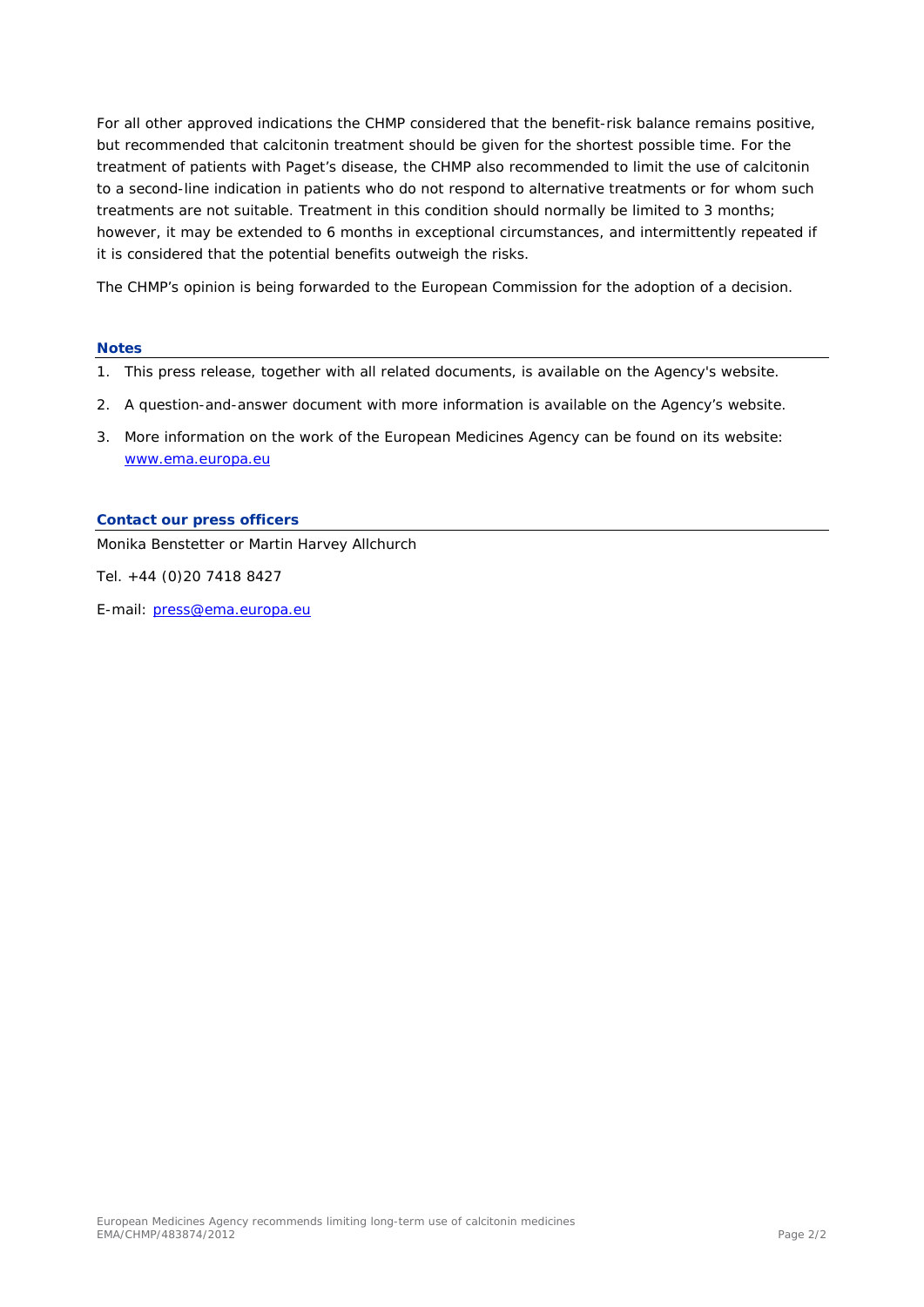For all other approved indications the CHMP considered that the benefit-risk balance remains positive, but recommended that calcitonin treatment should be given for the shortest possible time. For the treatment of patients with Paget's disease, the CHMP also recommended to limit the use of calcitonin to a second-line indication in patients who do not respond to alternative treatments or for whom such treatments are not suitable. Treatment in this condition should normally be limited to 3 months; however, it may be extended to 6 months in exceptional circumstances, and intermittently repeated if it is considered that the potential benefits outweigh the risks.

The CHMP's opinion is being forwarded to the European Commission for the adoption of a decision.

### Notes

1. This press release, together with all related documents, is available on the Agency's website.
2. A question-and-answer document with more information is available on the Agency's website.
3. More information on the work of the European Medicines Agency can be found on its website: www.ema.europa.eu

### Contact our press officers

Monika Benstetter or Martin Harvey Allchurch

Tel. +44 (0)20 7418 8427

E-mail: press@ema.europa.eu